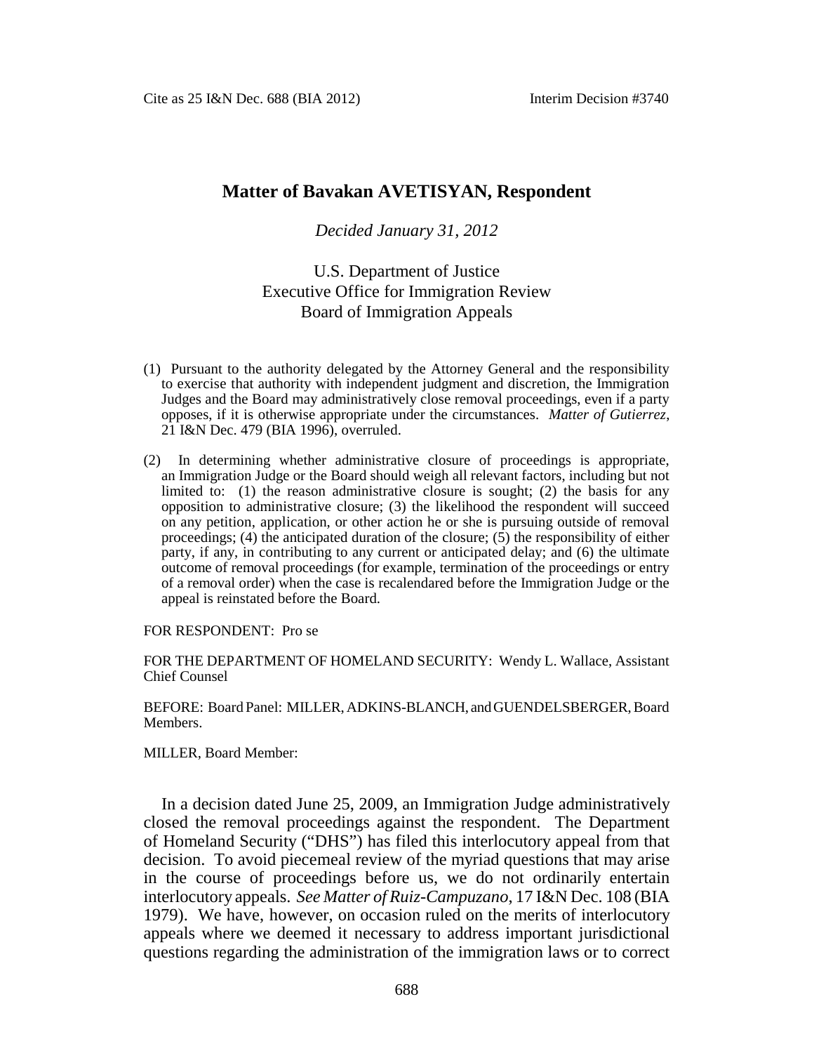# Matter of Bavakan AVETISYAN, Respondent

*Decided January 31, 2012*

U.S. Department of Justice
Executive Office for Immigration Review
Board of Immigration Appeals

(1) Pursuant to the authority delegated by the Attorney General and the responsibility to exercise that authority with independent judgment and discretion, the Immigration Judges and the Board may administratively close removal proceedings, even if a party opposes, if it is otherwise appropriate under the circumstances. *Matter of Gutierrez*, 21 I&N Dec. 479 (BIA 1996), overruled.

(2) In determining whether administrative closure of proceedings is appropriate, an Immigration Judge or the Board should weigh all relevant factors, including but not limited to: (1) the reason administrative closure is sought; (2) the basis for any opposition to administrative closure; (3) the likelihood the respondent will succeed on any petition, application, or other action he or she is pursuing outside of removal proceedings; (4) the anticipated duration of the closure; (5) the responsibility of either party, if any, in contributing to any current or anticipated delay; and (6) the ultimate outcome of removal proceedings (for example, termination of the proceedings or entry of a removal order) when the case is recalendared before the Immigration Judge or the appeal is reinstated before the Board.

FOR RESPONDENT: Pro se

FOR THE DEPARTMENT OF HOMELAND SECURITY: Wendy L. Wallace, Assistant Chief Counsel

BEFORE: Board Panel: MILLER, ADKINS-BLANCH, and GUENDELSBERGER, Board Members.

MILLER, Board Member:

In a decision dated June 25, 2009, an Immigration Judge administratively closed the removal proceedings against the respondent. The Department of Homeland Security ("DHS") has filed this interlocutory appeal from that decision. To avoid piecemeal review of the myriad questions that may arise in the course of proceedings before us, we do not ordinarily entertain interlocutory appeals. *See Matter of Ruiz-Campuzano*, 17 I&N Dec. 108 (BIA 1979). We have, however, on occasion ruled on the merits of interlocutory appeals where we deemed it necessary to address important jurisdictional questions regarding the administration of the immigration laws or to correct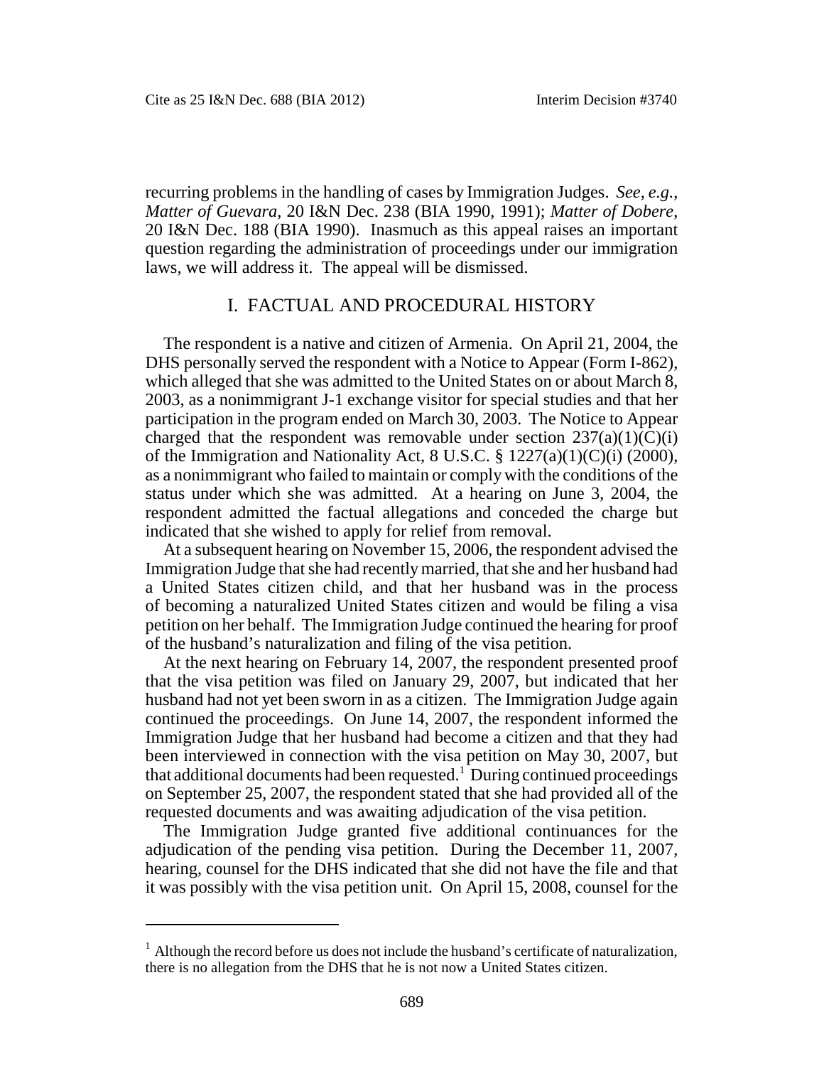recurring problems in the handling of cases by Immigration Judges. *See, e.g.*, *Matter of Guevara*, 20 I&N Dec. 238 (BIA 1990, 1991); *Matter of Dobere*, 20 I&N Dec. 188 (BIA 1990). Inasmuch as this appeal raises an important question regarding the administration of proceedings under our immigration laws, we will address it. The appeal will be dismissed.

## I. FACTUAL AND PROCEDURAL HISTORY

The respondent is a native and citizen of Armenia. On April 21, 2004, the DHS personally served the respondent with a Notice to Appear (Form I-862), which alleged that she was admitted to the United States on or about March 8, 2003, as a nonimmigrant J-1 exchange visitor for special studies and that her participation in the program ended on March 30, 2003. The Notice to Appear charged that the respondent was removable under section 237(a)(1)(C)(i) of the Immigration and Nationality Act, 8 U.S.C. § 1227(a)(1)(C)(i) (2000), as a nonimmigrant who failed to maintain or comply with the conditions of the status under which she was admitted. At a hearing on June 3, 2004, the respondent admitted the factual allegations and conceded the charge but indicated that she wished to apply for relief from removal.

At a subsequent hearing on November 15, 2006, the respondent advised the Immigration Judge that she had recently married, that she and her husband had a United States citizen child, and that her husband was in the process of becoming a naturalized United States citizen and would be filing a visa petition on her behalf. The Immigration Judge continued the hearing for proof of the husband's naturalization and filing of the visa petition.

At the next hearing on February 14, 2007, the respondent presented proof that the visa petition was filed on January 29, 2007, but indicated that her husband had not yet been sworn in as a citizen. The Immigration Judge again continued the proceedings. On June 14, 2007, the respondent informed the Immigration Judge that her husband had become a citizen and that they had been interviewed in connection with the visa petition on May 30, 2007, but that additional documents had been requested.[1] During continued proceedings on September 25, 2007, the respondent stated that she had provided all of the requested documents and was awaiting adjudication of the visa petition.

The Immigration Judge granted five additional continuances for the adjudication of the pending visa petition. During the December 11, 2007, hearing, counsel for the DHS indicated that she did not have the file and that it was possibly with the visa petition unit. On April 15, 2008, counsel for the

[1] Although the record before us does not include the husband's certificate of naturalization, there is no allegation from the DHS that he is not now a United States citizen.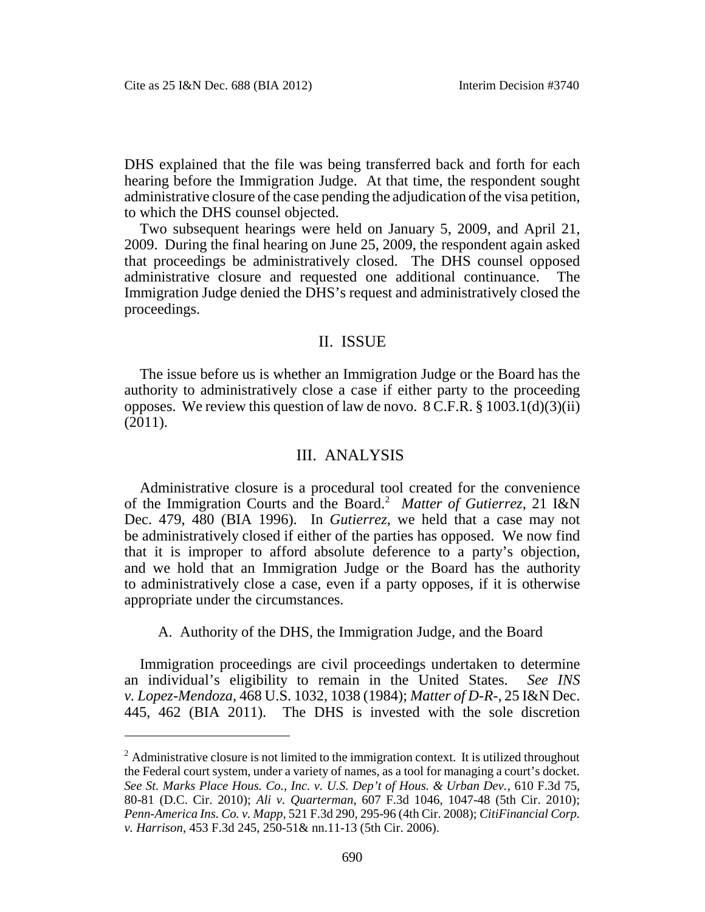DHS explained that the file was being transferred back and forth for each hearing before the Immigration Judge. At that time, the respondent sought administrative closure of the case pending the adjudication of the visa petition, to which the DHS counsel objected.

Two subsequent hearings were held on January 5, 2009, and April 21, 2009. During the final hearing on June 25, 2009, the respondent again asked that proceedings be administratively closed. The DHS counsel opposed administrative closure and requested one additional continuance. The Immigration Judge denied the DHS's request and administratively closed the proceedings.

## II. ISSUE

The issue before us is whether an Immigration Judge or the Board has the authority to administratively close a case if either party to the proceeding opposes. We review this question of law de novo. 8 C.F.R. § 1003.1(d)(3)(ii) (2011).

## III. ANALYSIS

Administrative closure is a procedural tool created for the convenience of the Immigration Courts and the Board.[2] *Matter of Gutierrez*, 21 I&N Dec. 479, 480 (BIA 1996). In *Gutierrez*, we held that a case may not be administratively closed if either of the parties has opposed. We now find that it is improper to afford absolute deference to a party's objection, and we hold that an Immigration Judge or the Board has the authority to administratively close a case, even if a party opposes, if it is otherwise appropriate under the circumstances.

### A. Authority of the DHS, the Immigration Judge, and the Board

Immigration proceedings are civil proceedings undertaken to determine an individual's eligibility to remain in the United States. *See INS v. Lopez-Mendoza*, 468 U.S. 1032, 1038 (1984); *Matter of D-R-*, 25 I&N Dec. 445, 462 (BIA 2011). The DHS is invested with the sole discretion

---

[2] Administrative closure is not limited to the immigration context. It is utilized throughout the Federal court system, under a variety of names, as a tool for managing a court's docket. *See St. Marks Place Hous. Co., Inc. v. U.S. Dep't of Hous. & Urban Dev.*, 610 F.3d 75, 80-81 (D.C. Cir. 2010); *Ali v. Quarterman*, 607 F.3d 1046, 1047-48 (5th Cir. 2010); *Penn-America Ins. Co. v. Mapp*, 521 F.3d 290, 295-96 (4th Cir. 2008); *CitiFinancial Corp. v. Harrison*, 453 F.3d 245, 250-51& nn.11-13 (5th Cir. 2006).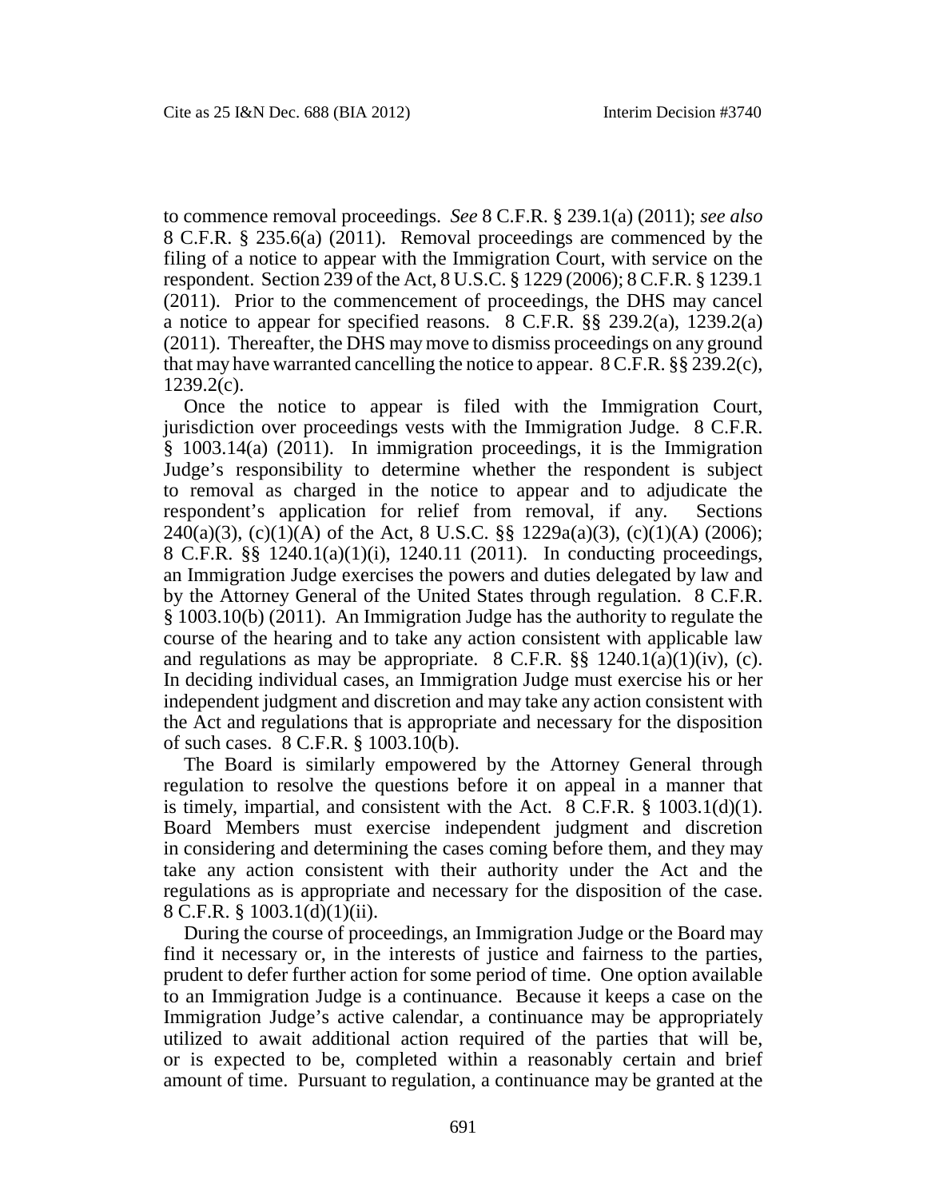to commence removal proceedings. *See* 8 C.F.R. § 239.1(a) (2011); *see also* 8 C.F.R. § 235.6(a) (2011). Removal proceedings are commenced by the filing of a notice to appear with the Immigration Court, with service on the respondent. Section 239 of the Act, 8 U.S.C. § 1229 (2006); 8 C.F.R. § 1239.1 (2011). Prior to the commencement of proceedings, the DHS may cancel a notice to appear for specified reasons. 8 C.F.R. §§ 239.2(a), 1239.2(a) (2011). Thereafter, the DHS may move to dismiss proceedings on any ground that may have warranted cancelling the notice to appear. 8 C.F.R. §§ 239.2(c), 1239.2(c).

Once the notice to appear is filed with the Immigration Court, jurisdiction over proceedings vests with the Immigration Judge. 8 C.F.R. § 1003.14(a) (2011). In immigration proceedings, it is the Immigration Judge's responsibility to determine whether the respondent is subject to removal as charged in the notice to appear and to adjudicate the respondent's application for relief from removal, if any. Sections 240(a)(3), (c)(1)(A) of the Act, 8 U.S.C. §§ 1229a(a)(3), (c)(1)(A) (2006); 8 C.F.R. §§ 1240.1(a)(1)(i), 1240.11 (2011). In conducting proceedings, an Immigration Judge exercises the powers and duties delegated by law and by the Attorney General of the United States through regulation. 8 C.F.R. § 1003.10(b) (2011). An Immigration Judge has the authority to regulate the course of the hearing and to take any action consistent with applicable law and regulations as may be appropriate. 8 C.F.R. §§ 1240.1(a)(1)(iv), (c). In deciding individual cases, an Immigration Judge must exercise his or her independent judgment and discretion and may take any action consistent with the Act and regulations that is appropriate and necessary for the disposition of such cases. 8 C.F.R. § 1003.10(b).

The Board is similarly empowered by the Attorney General through regulation to resolve the questions before it on appeal in a manner that is timely, impartial, and consistent with the Act. 8 C.F.R. § 1003.1(d)(1). Board Members must exercise independent judgment and discretion in considering and determining the cases coming before them, and they may take any action consistent with their authority under the Act and the regulations as is appropriate and necessary for the disposition of the case. 8 C.F.R. § 1003.1(d)(1)(ii).

During the course of proceedings, an Immigration Judge or the Board may find it necessary or, in the interests of justice and fairness to the parties, prudent to defer further action for some period of time. One option available to an Immigration Judge is a continuance. Because it keeps a case on the Immigration Judge's active calendar, a continuance may be appropriately utilized to await additional action required of the parties that will be, or is expected to be, completed within a reasonably certain and brief amount of time. Pursuant to regulation, a continuance may be granted at the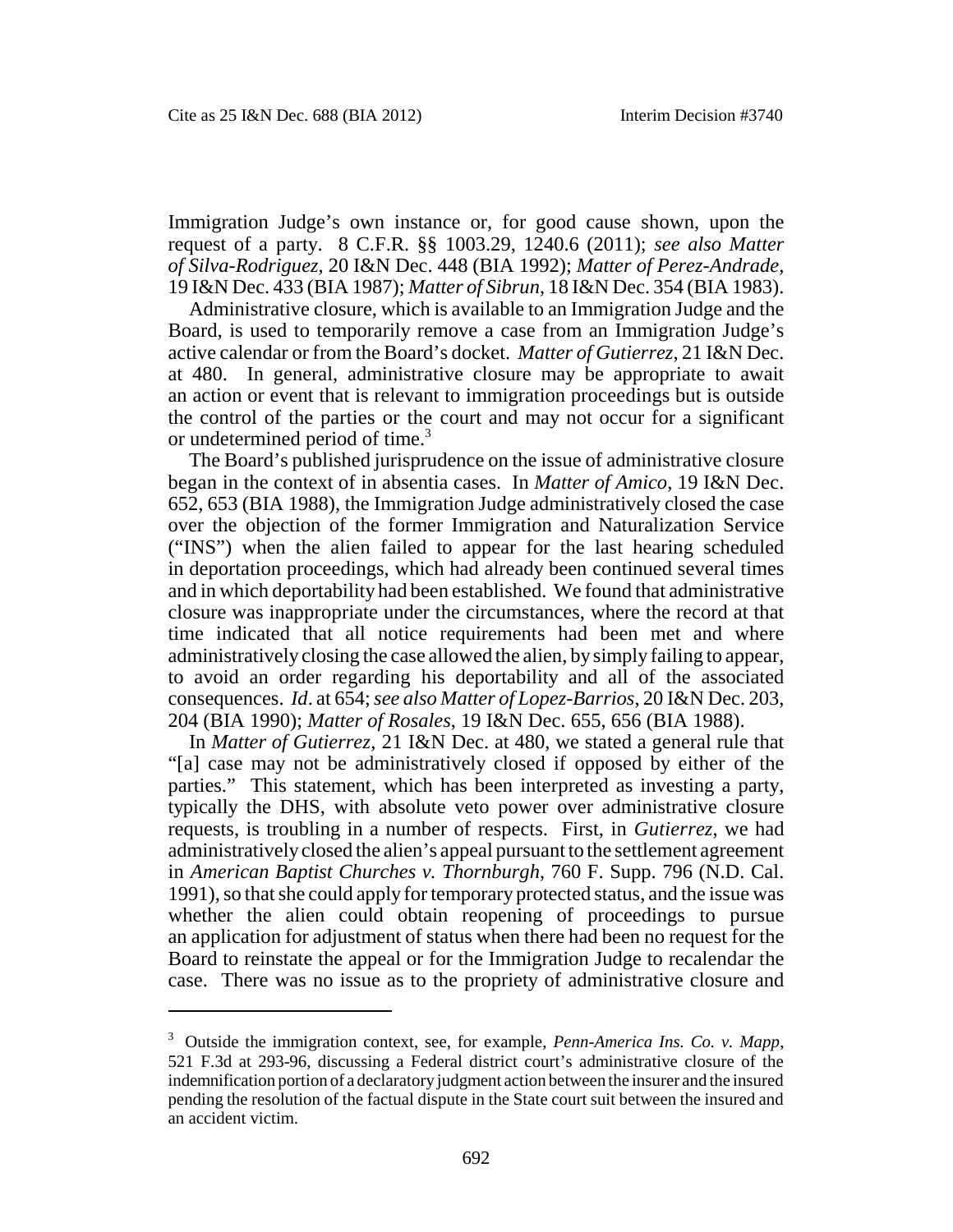Immigration Judge's own instance or, for good cause shown, upon the request of a party. 8 C.F.R. §§ 1003.29, 1240.6 (2011); *see also Matter of Silva-Rodriguez*, 20 I&N Dec. 448 (BIA 1992); *Matter of Perez-Andrade*, 19 I&N Dec. 433 (BIA 1987); *Matter of Sibrun*, 18 I&N Dec. 354 (BIA 1983).

Administrative closure, which is available to an Immigration Judge and the Board, is used to temporarily remove a case from an Immigration Judge's active calendar or from the Board's docket. *Matter of Gutierrez*, 21 I&N Dec. at 480. In general, administrative closure may be appropriate to await an action or event that is relevant to immigration proceedings but is outside the control of the parties or the court and may not occur for a significant or undetermined period of time.[3]

The Board's published jurisprudence on the issue of administrative closure began in the context of in absentia cases. In *Matter of Amico*, 19 I&N Dec. 652, 653 (BIA 1988), the Immigration Judge administratively closed the case over the objection of the former Immigration and Naturalization Service ("INS") when the alien failed to appear for the last hearing scheduled in deportation proceedings, which had already been continued several times and in which deportability had been established. We found that administrative closure was inappropriate under the circumstances, where the record at that time indicated that all notice requirements had been met and where administratively closing the case allowed the alien, by simply failing to appear, to avoid an order regarding his deportability and all of the associated consequences. *Id*. at 654; *see also Matter of Lopez-Barrios*, 20 I&N Dec. 203, 204 (BIA 1990); *Matter of Rosales*, 19 I&N Dec. 655, 656 (BIA 1988).

In *Matter of Gutierrez*, 21 I&N Dec. at 480, we stated a general rule that "[a] case may not be administratively closed if opposed by either of the parties." This statement, which has been interpreted as investing a party, typically the DHS, with absolute veto power over administrative closure requests, is troubling in a number of respects. First, in *Gutierrez*, we had administratively closed the alien's appeal pursuant to the settlement agreement in *American Baptist Churches v. Thornburgh*, 760 F. Supp. 796 (N.D. Cal. 1991), so that she could apply for temporary protected status, and the issue was whether the alien could obtain reopening of proceedings to pursue an application for adjustment of status when there had been no request for the Board to reinstate the appeal or for the Immigration Judge to recalendar the case. There was no issue as to the propriety of administrative closure and

---

[3] Outside the immigration context, see, for example, *Penn-America Ins. Co. v. Mapp*, 521 F.3d at 293-96, discussing a Federal district court's administrative closure of the indemnification portion of a declaratory judgment action between the insurer and the insured pending the resolution of the factual dispute in the State court suit between the insured and an accident victim.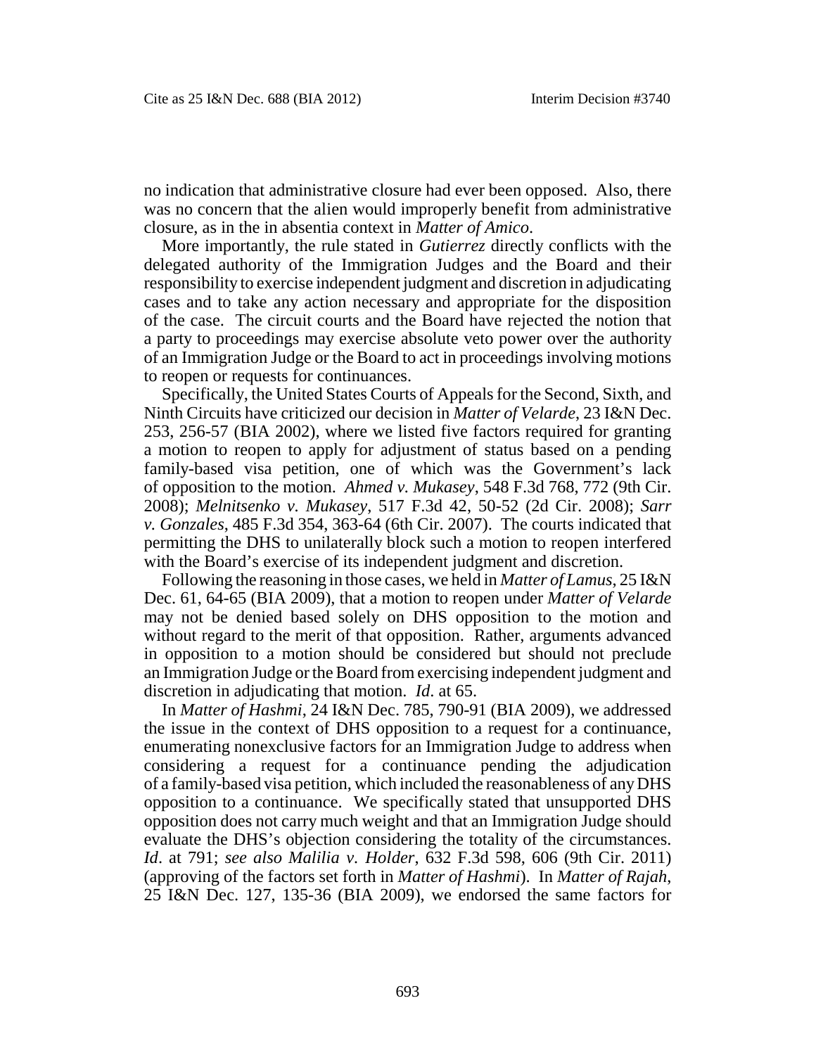no indication that administrative closure had ever been opposed. Also, there was no concern that the alien would improperly benefit from administrative closure, as in the in absentia context in *Matter of Amico*.

More importantly, the rule stated in *Gutierrez* directly conflicts with the delegated authority of the Immigration Judges and the Board and their responsibility to exercise independent judgment and discretion in adjudicating cases and to take any action necessary and appropriate for the disposition of the case. The circuit courts and the Board have rejected the notion that a party to proceedings may exercise absolute veto power over the authority of an Immigration Judge or the Board to act in proceedings involving motions to reopen or requests for continuances.

Specifically, the United States Courts of Appeals for the Second, Sixth, and Ninth Circuits have criticized our decision in *Matter of Velarde*, 23 I&N Dec. 253, 256-57 (BIA 2002), where we listed five factors required for granting a motion to reopen to apply for adjustment of status based on a pending family-based visa petition, one of which was the Government's lack of opposition to the motion. *Ahmed v. Mukasey*, 548 F.3d 768, 772 (9th Cir. 2008); *Melnitsenko v. Mukasey*, 517 F.3d 42, 50-52 (2d Cir. 2008); *Sarr v. Gonzales*, 485 F.3d 354, 363-64 (6th Cir. 2007). The courts indicated that permitting the DHS to unilaterally block such a motion to reopen interfered with the Board's exercise of its independent judgment and discretion.

Following the reasoning in those cases, we held in *Matter of Lamus*, 25 I&N Dec. 61, 64-65 (BIA 2009), that a motion to reopen under *Matter of Velarde* may not be denied based solely on DHS opposition to the motion and without regard to the merit of that opposition. Rather, arguments advanced in opposition to a motion should be considered but should not preclude an Immigration Judge or the Board from exercising independent judgment and discretion in adjudicating that motion. *Id*. at 65.

In *Matter of Hashmi*, 24 I&N Dec. 785, 790-91 (BIA 2009), we addressed the issue in the context of DHS opposition to a request for a continuance, enumerating nonexclusive factors for an Immigration Judge to address when considering a request for a continuance pending the adjudication of a family-based visa petition, which included the reasonableness of any DHS opposition to a continuance. We specifically stated that unsupported DHS opposition does not carry much weight and that an Immigration Judge should evaluate the DHS's objection considering the totality of the circumstances. *Id*. at 791; *see also Malilia v. Holder*, 632 F.3d 598, 606 (9th Cir. 2011) (approving of the factors set forth in *Matter of Hashmi*). In *Matter of Rajah*, 25 I&N Dec. 127, 135-36 (BIA 2009), we endorsed the same factors for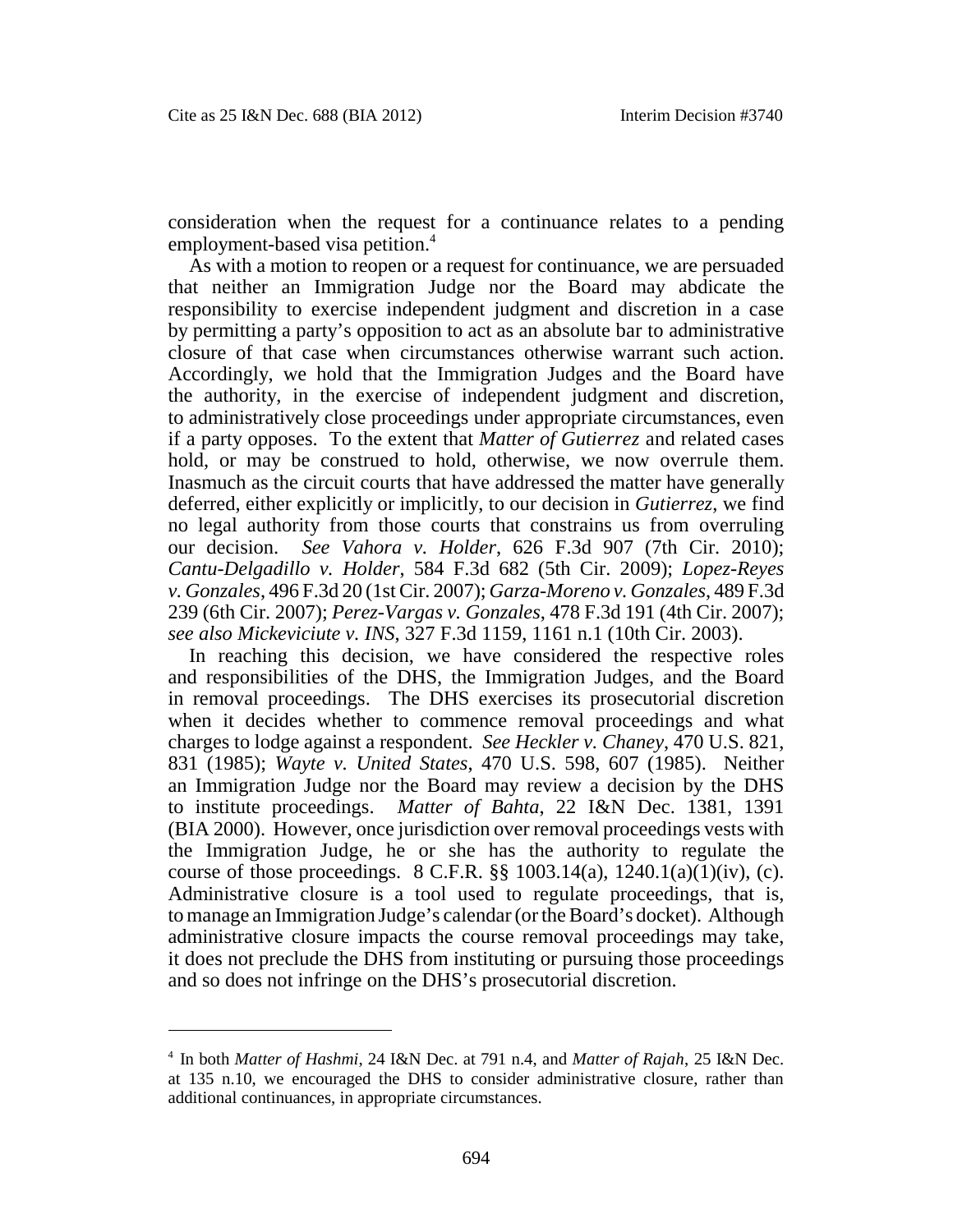consideration when the request for a continuance relates to a pending employment-based visa petition.[4]

As with a motion to reopen or a request for continuance, we are persuaded that neither an Immigration Judge nor the Board may abdicate the responsibility to exercise independent judgment and discretion in a case by permitting a party's opposition to act as an absolute bar to administrative closure of that case when circumstances otherwise warrant such action. Accordingly, we hold that the Immigration Judges and the Board have the authority, in the exercise of independent judgment and discretion, to administratively close proceedings under appropriate circumstances, even if a party opposes. To the extent that *Matter of Gutierrez* and related cases hold, or may be construed to hold, otherwise, we now overrule them. Inasmuch as the circuit courts that have addressed the matter have generally deferred, either explicitly or implicitly, to our decision in *Gutierrez*, we find no legal authority from those courts that constrains us from overruling our decision. *See Vahora v. Holder*, 626 F.3d 907 (7th Cir. 2010); *Cantu-Delgadillo v. Holder*, 584 F.3d 682 (5th Cir. 2009); *Lopez-Reyes v. Gonzales*, 496 F.3d 20 (1st Cir. 2007); *Garza-Moreno v. Gonzales*, 489 F.3d 239 (6th Cir. 2007); *Perez-Vargas v. Gonzales*, 478 F.3d 191 (4th Cir. 2007); *see also Mickeviciute v. INS*, 327 F.3d 1159, 1161 n.1 (10th Cir. 2003).

In reaching this decision, we have considered the respective roles and responsibilities of the DHS, the Immigration Judges, and the Board in removal proceedings. The DHS exercises its prosecutorial discretion when it decides whether to commence removal proceedings and what charges to lodge against a respondent. *See Heckler v. Chaney*, 470 U.S. 821, 831 (1985); *Wayte v. United States*, 470 U.S. 598, 607 (1985). Neither an Immigration Judge nor the Board may review a decision by the DHS to institute proceedings. *Matter of Bahta*, 22 I&N Dec. 1381, 1391 (BIA 2000). However, once jurisdiction over removal proceedings vests with the Immigration Judge, he or she has the authority to regulate the course of those proceedings. 8 C.F.R. §§ 1003.14(a), 1240.1(a)(1)(iv), (c). Administrative closure is a tool used to regulate proceedings, that is, to manage an Immigration Judge's calendar (or the Board's docket). Although administrative closure impacts the course removal proceedings may take, it does not preclude the DHS from instituting or pursuing those proceedings and so does not infringe on the DHS's prosecutorial discretion.

---

[4] In both *Matter of Hashmi*, 24 I&N Dec. at 791 n.4, and *Matter of Rajah*, 25 I&N Dec. at 135 n.10, we encouraged the DHS to consider administrative closure, rather than additional continuances, in appropriate circumstances.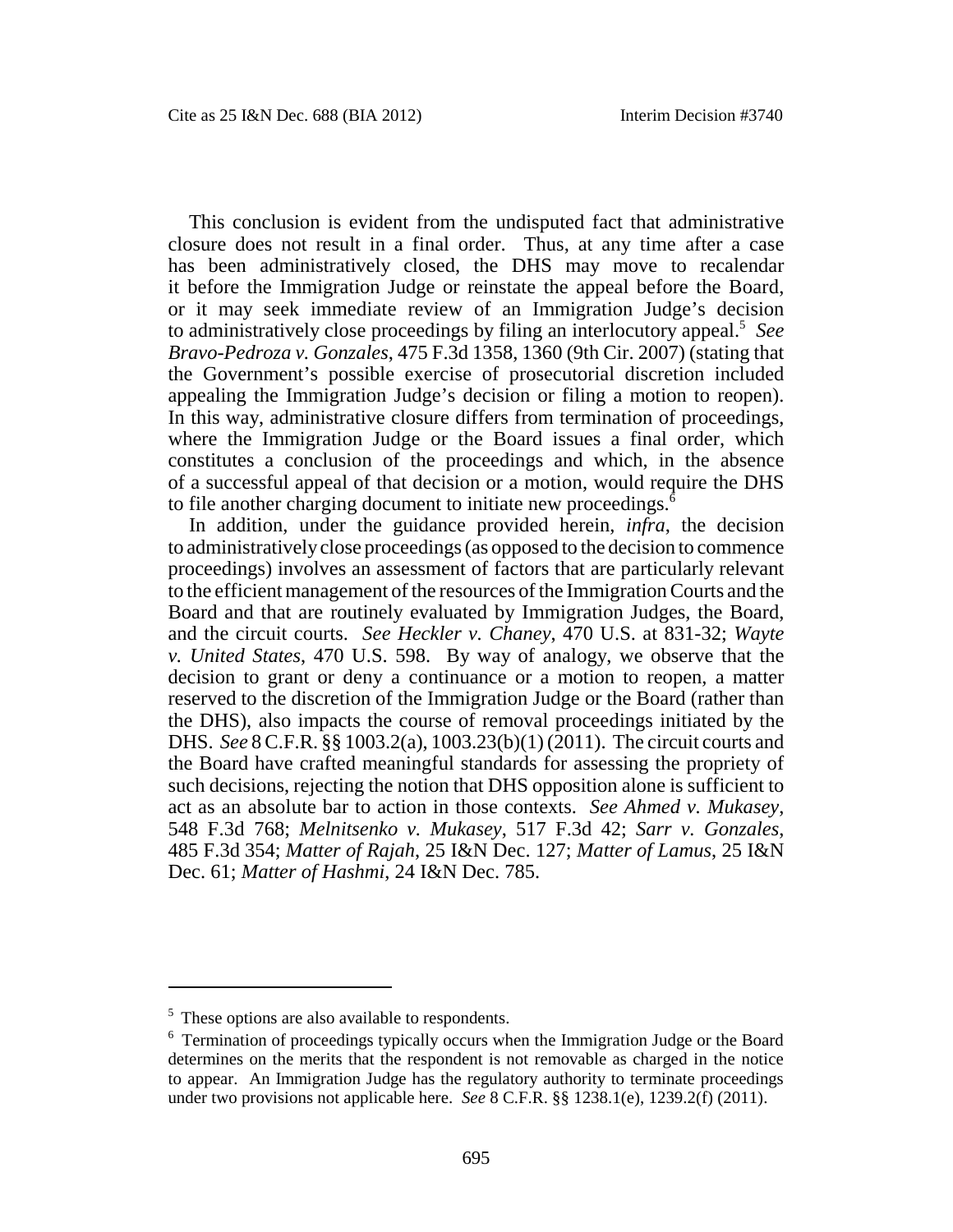This conclusion is evident from the undisputed fact that administrative closure does not result in a final order. Thus, at any time after a case has been administratively closed, the DHS may move to recalendar it before the Immigration Judge or reinstate the appeal before the Board, or it may seek immediate review of an Immigration Judge's decision to administratively close proceedings by filing an interlocutory appeal.[5] *See Bravo-Pedroza v. Gonzales*, 475 F.3d 1358, 1360 (9th Cir. 2007) (stating that the Government's possible exercise of prosecutorial discretion included appealing the Immigration Judge's decision or filing a motion to reopen). In this way, administrative closure differs from termination of proceedings, where the Immigration Judge or the Board issues a final order, which constitutes a conclusion of the proceedings and which, in the absence of a successful appeal of that decision or a motion, would require the DHS to file another charging document to initiate new proceedings.[6]

In addition, under the guidance provided herein, *infra*, the decision to administratively close proceedings (as opposed to the decision to commence proceedings) involves an assessment of factors that are particularly relevant to the efficient management of the resources of the Immigration Courts and the Board and that are routinely evaluated by Immigration Judges, the Board, and the circuit courts. *See Heckler v. Chaney*, 470 U.S. at 831-32; *Wayte v. United States*, 470 U.S. 598. By way of analogy, we observe that the decision to grant or deny a continuance or a motion to reopen, a matter reserved to the discretion of the Immigration Judge or the Board (rather than the DHS), also impacts the course of removal proceedings initiated by the DHS. *See* 8 C.F.R. §§ 1003.2(a), 1003.23(b)(1) (2011). The circuit courts and the Board have crafted meaningful standards for assessing the propriety of such decisions, rejecting the notion that DHS opposition alone is sufficient to act as an absolute bar to action in those contexts. *See Ahmed v. Mukasey*, 548 F.3d 768; *Melnitsenko v. Mukasey*, 517 F.3d 42; *Sarr v. Gonzales*, 485 F.3d 354; *Matter of Rajah*, 25 I&N Dec. 127; *Matter of Lamus*, 25 I&N Dec. 61; *Matter of Hashmi*, 24 I&N Dec. 785.

---

[5] These options are also available to respondents.

[6] Termination of proceedings typically occurs when the Immigration Judge or the Board determines on the merits that the respondent is not removable as charged in the notice to appear. An Immigration Judge has the regulatory authority to terminate proceedings under two provisions not applicable here. *See* 8 C.F.R. §§ 1238.1(e), 1239.2(f) (2011).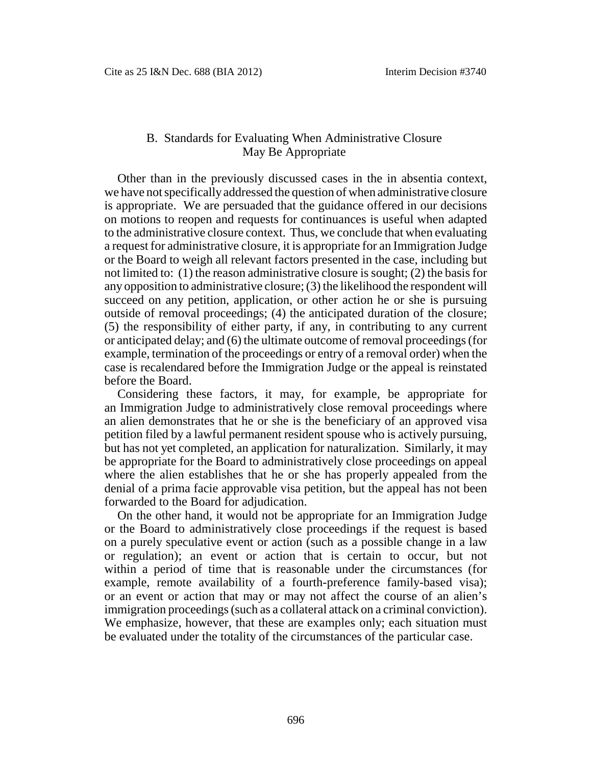## B. Standards for Evaluating When Administrative Closure May Be Appropriate

Other than in the previously discussed cases in the in absentia context, we have not specifically addressed the question of when administrative closure is appropriate. We are persuaded that the guidance offered in our decisions on motions to reopen and requests for continuances is useful when adapted to the administrative closure context. Thus, we conclude that when evaluating a request for administrative closure, it is appropriate for an Immigration Judge or the Board to weigh all relevant factors presented in the case, including but not limited to: (1) the reason administrative closure is sought; (2) the basis for any opposition to administrative closure; (3) the likelihood the respondent will succeed on any petition, application, or other action he or she is pursuing outside of removal proceedings; (4) the anticipated duration of the closure; (5) the responsibility of either party, if any, in contributing to any current or anticipated delay; and (6) the ultimate outcome of removal proceedings (for example, termination of the proceedings or entry of a removal order) when the case is recalendared before the Immigration Judge or the appeal is reinstated before the Board.

Considering these factors, it may, for example, be appropriate for an Immigration Judge to administratively close removal proceedings where an alien demonstrates that he or she is the beneficiary of an approved visa petition filed by a lawful permanent resident spouse who is actively pursuing, but has not yet completed, an application for naturalization. Similarly, it may be appropriate for the Board to administratively close proceedings on appeal where the alien establishes that he or she has properly appealed from the denial of a prima facie approvable visa petition, but the appeal has not been forwarded to the Board for adjudication.

On the other hand, it would not be appropriate for an Immigration Judge or the Board to administratively close proceedings if the request is based on a purely speculative event or action (such as a possible change in a law or regulation); an event or action that is certain to occur, but not within a period of time that is reasonable under the circumstances (for example, remote availability of a fourth-preference family-based visa); or an event or action that may or may not affect the course of an alien's immigration proceedings (such as a collateral attack on a criminal conviction). We emphasize, however, that these are examples only; each situation must be evaluated under the totality of the circumstances of the particular case.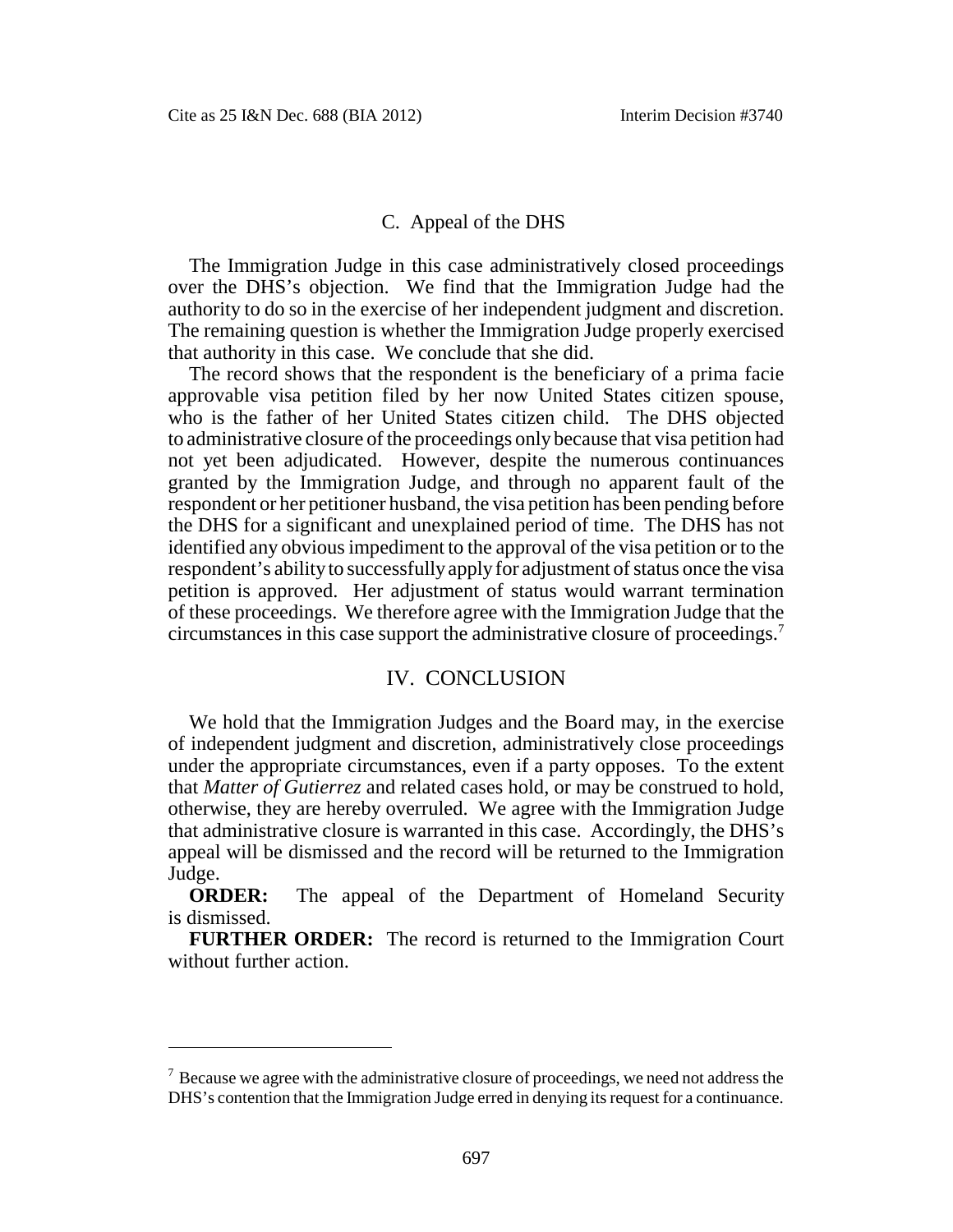### C. Appeal of the DHS

The Immigration Judge in this case administratively closed proceedings over the DHS's objection. We find that the Immigration Judge had the authority to do so in the exercise of her independent judgment and discretion. The remaining question is whether the Immigration Judge properly exercised that authority in this case. We conclude that she did.

The record shows that the respondent is the beneficiary of a prima facie approvable visa petition filed by her now United States citizen spouse, who is the father of her United States citizen child. The DHS objected to administrative closure of the proceedings only because that visa petition had not yet been adjudicated. However, despite the numerous continuances granted by the Immigration Judge, and through no apparent fault of the respondent or her petitioner husband, the visa petition has been pending before the DHS for a significant and unexplained period of time. The DHS has not identified any obvious impediment to the approval of the visa petition or to the respondent's ability to successfully apply for adjustment of status once the visa petition is approved. Her adjustment of status would warrant termination of these proceedings. We therefore agree with the Immigration Judge that the circumstances in this case support the administrative closure of proceedings.[7]

## IV. CONCLUSION

We hold that the Immigration Judges and the Board may, in the exercise of independent judgment and discretion, administratively close proceedings under the appropriate circumstances, even if a party opposes. To the extent that *Matter of Gutierrez* and related cases hold, or may be construed to hold, otherwise, they are hereby overruled. We agree with the Immigration Judge that administrative closure is warranted in this case. Accordingly, the DHS's appeal will be dismissed and the record will be returned to the Immigration Judge.

**ORDER:** The appeal of the Department of Homeland Security is dismissed.

**FURTHER ORDER:** The record is returned to the Immigration Court without further action.

[7] Because we agree with the administrative closure of proceedings, we need not address the DHS's contention that the Immigration Judge erred in denying its request for a continuance.